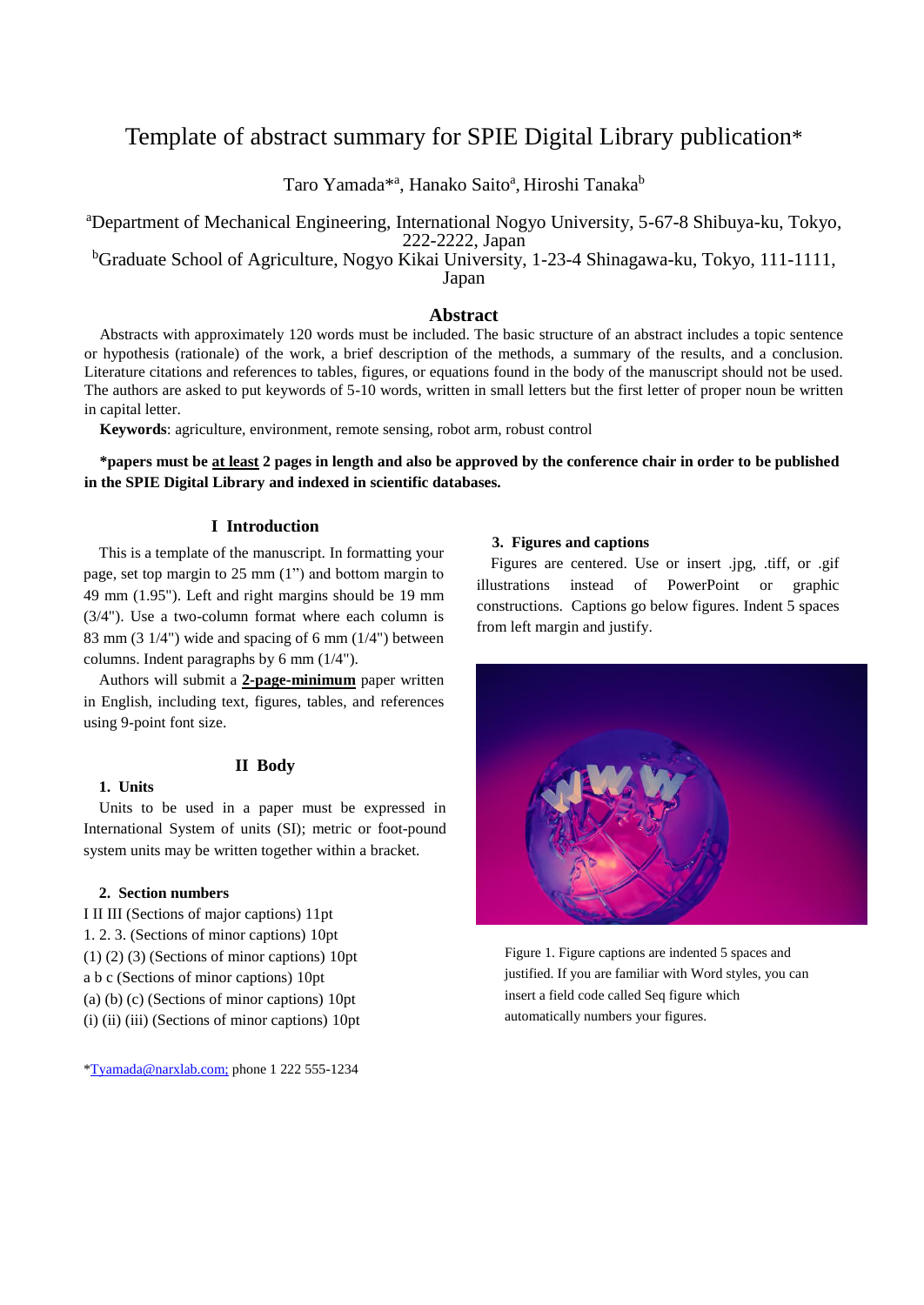# Template of abstract summary for SPIE Digital Library publication*

Taro Yamada*[a], Hanako Saito[a], Hiroshi Tanaka[b]

[a]Department of Mechanical Engineering, International Nogyo University, 5-67-8 Shibuya-ku, Tokyo, 222-2222, Japan

[b]Graduate School of Agriculture, Nogyo Kikai University, 1-23-4 Shinagawa-ku, Tokyo, 111-1111, Japan

## Abstract

Abstracts with approximately 120 words must be included. The basic structure of an abstract includes a topic sentence or hypothesis (rationale) of the work, a brief description of the methods, a summary of the results, and a conclusion. Literature citations and references to tables, figures, or equations found in the body of the manuscript should not be used. The authors are asked to put keywords of 5-10 words, written in small letters but the first letter of proper noun be written in capital letter.

**Keywords**: agriculture, environment, remote sensing, robot arm, robust control

**\*papers must be <u>at least</u> 2 pages in length and also be approved by the conference chair in order to be published in the SPIE Digital Library and indexed in scientific databases.**

## I Introduction

This is a template of the manuscript. In formatting your page, set top margin to 25 mm (1") and bottom margin to 49 mm (1.95"). Left and right margins should be 19 mm (3/4"). Use a two-column format where each column is 83 mm (3 1/4") wide and spacing of 6 mm (1/4") between columns. Indent paragraphs by 6 mm (1/4").

Authors will submit a **<u>2-page-minimum</u>** paper written in English, including text, figures, tables, and references using 9-point font size.

## II Body

### 1. Units

Units to be used in a paper must be expressed in International System of units (SI); metric or foot-pound system units may be written together within a bracket.

### 2. Section numbers

I II III (Sections of major captions) 11pt
1. 2. 3. (Sections of minor captions) 10pt
(1) (2) (3) (Sections of minor captions) 10pt
a b c (Sections of minor captions) 10pt
(a) (b) (c) (Sections of minor captions) 10pt
(i) (ii) (iii) (Sections of minor captions) 10pt

### 3. Figures and captions

Figures are centered. Use or insert .jpg, .tiff, or .gif illustrations instead of PowerPoint or graphic constructions. Captions go below figures. Indent 5 spaces from left margin and justify.

Figure 1. Figure captions are indented 5 spaces and justified. If you are familiar with Word styles, you can insert a field code called Seq figure which automatically numbers your figures.

*Tyamada@narxlab.com; phone 1 222 555-1234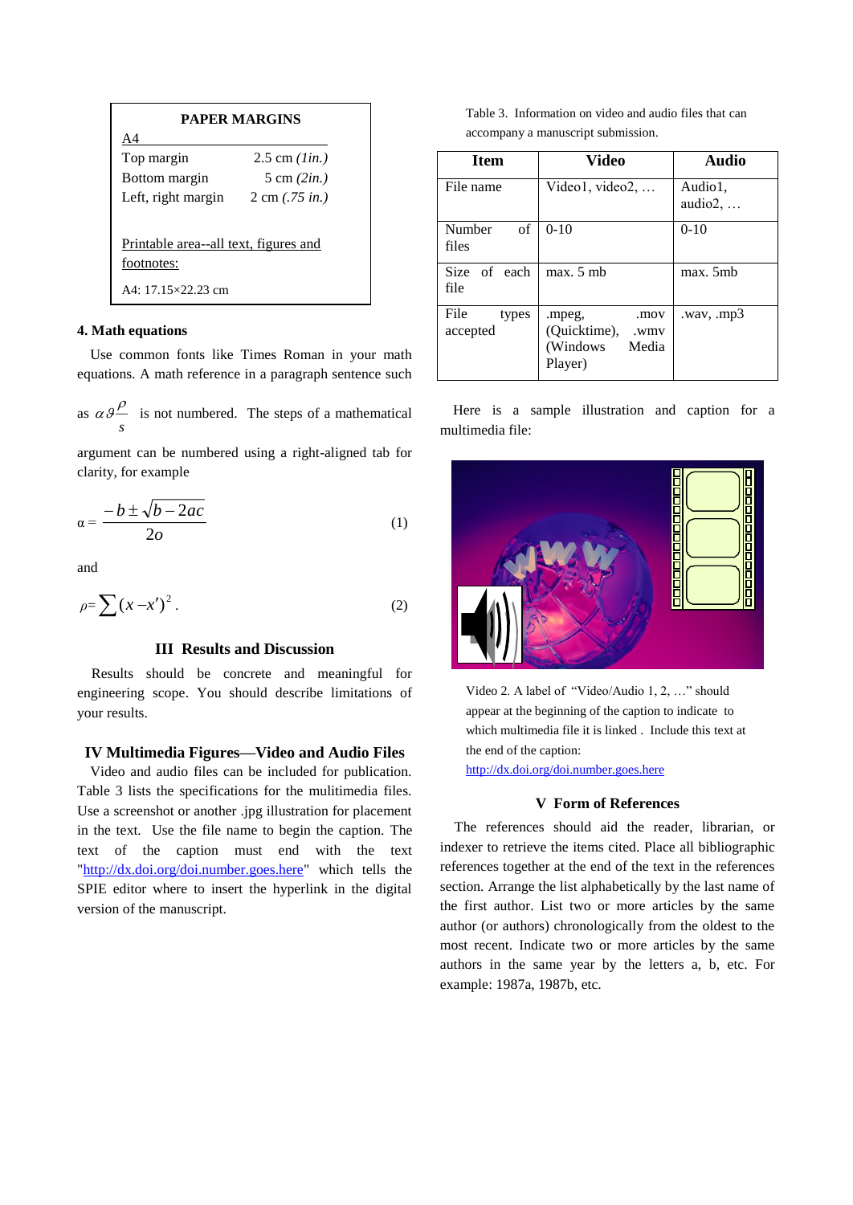**PAPER MARGINS**

A4

| | |
|---|---|
| Top margin | 2.5 cm *(1in.)* |
| Bottom margin | 5 cm *(2in.)* |
| Left, right margin | 2 cm *(.75 in.)* |

Printable area--all text, figures and footnotes:

A4: 17.15×22.23 cm

### 4. Math equations

Use common fonts like Times Roman in your math equations. A math reference in a paragraph sentence such as $\alpha \vartheta \frac{\rho}{s}$ is not numbered. The steps of a mathematical argument can be numbered using a right-aligned tab for clarity, for example

$$\alpha = \frac{-b \pm \sqrt{b-2ac}}{2o} \tag{1}$$

and

$$\rho = \sum (x - x')^2 . \tag{2}$$

## III Results and Discussion

Results should be concrete and meaningful for engineering scope. You should describe limitations of your results.

## IV Multimedia Figures—Video and Audio Files

Video and audio files can be included for publication. Table 3 lists the specifications for the mulitimedia files. Use a screenshot or another .jpg illustration for placement in the text. Use the file name to begin the caption. The text of the caption must end with the text "http://dx.doi.org/doi.number.goes.here" which tells the SPIE editor where to insert the hyperlink in the digital version of the manuscript.

Table 3. Information on video and audio files that can accompany a manuscript submission.

| Item | Video | Audio |
|---|---|---|
| File name | Video1, video2, … | Audio1, audio2, … |
| Number of files | 0-10 | 0-10 |
| Size of each file | max. 5 mb | max. 5mb |
| File types accepted | .mpeg, .mov (Quicktime), .wmv (Windows Media Player) | .wav, .mp3 |

Here is a sample illustration and caption for a multimedia file:

Video 2. A label of "Video/Audio 1, 2, …" should appear at the beginning of the caption to indicate to which multimedia file it is linked . Include this text at the end of the caption: http://dx.doi.org/doi.number.goes.here

## V Form of References

The references should aid the reader, librarian, or indexer to retrieve the items cited. Place all bibliographic references together at the end of the text in the references section. Arrange the list alphabetically by the last name of the first author. List two or more articles by the same author (or authors) chronologically from the oldest to the most recent. Indicate two or more articles by the same authors in the same year by the letters a, b, etc. For example: 1987a, 1987b, etc.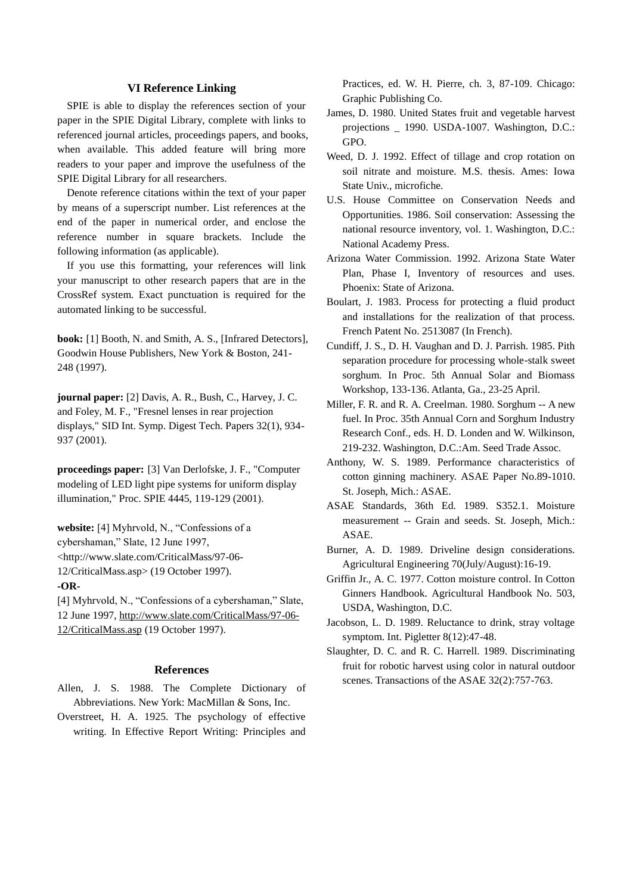## VI Reference Linking

SPIE is able to display the references section of your paper in the SPIE Digital Library, complete with links to referenced journal articles, proceedings papers, and books, when available. This added feature will bring more readers to your paper and improve the usefulness of the SPIE Digital Library for all researchers.

Denote reference citations within the text of your paper by means of a superscript number. List references at the end of the paper in numerical order, and enclose the reference number in square brackets. Include the following information (as applicable).

If you use this formatting, your references will link your manuscript to other research papers that are in the CrossRef system. Exact punctuation is required for the automated linking to be successful.

**book:** [1] Booth, N. and Smith, A. S., [Infrared Detectors], Goodwin House Publishers, New York & Boston, 241-248 (1997).

**journal paper:** [2] Davis, A. R., Bush, C., Harvey, J. C. and Foley, M. F., "Fresnel lenses in rear projection displays," SID Int. Symp. Digest Tech. Papers 32(1), 934-937 (2001).

**proceedings paper:** [3] Van Derlofske, J. F., "Computer modeling of LED light pipe systems for uniform display illumination," Proc. SPIE 4445, 119-129 (2001).

**website:** [4] Myhrvold, N., "Confessions of a cybershaman," Slate, 12 June 1997, <http://www.slate.com/CriticalMass/97-06-12/CriticalMass.asp> (19 October 1997).

**-OR-**

[4] Myhrvold, N., "Confessions of a cybershaman," Slate, 12 June 1997, http://www.slate.com/CriticalMass/97-06-12/CriticalMass.asp (19 October 1997).

## References

Allen, J. S. 1988. The Complete Dictionary of Abbreviations. New York: MacMillan & Sons, Inc.

Overstreet, H. A. 1925. The psychology of effective writing. In Effective Report Writing: Principles and Practices, ed. W. H. Pierre, ch. 3, 87-109. Chicago: Graphic Publishing Co.

James, D. 1980. United States fruit and vegetable harvest projections _ 1990. USDA-1007. Washington, D.C.: GPO.

Weed, D. J. 1992. Effect of tillage and crop rotation on soil nitrate and moisture. M.S. thesis. Ames: Iowa State Univ., microfiche.

U.S. House Committee on Conservation Needs and Opportunities. 1986. Soil conservation: Assessing the national resource inventory, vol. 1. Washington, D.C.: National Academy Press.

Arizona Water Commission. 1992. Arizona State Water Plan, Phase I, Inventory of resources and uses. Phoenix: State of Arizona.

Boulart, J. 1983. Process for protecting a fluid product and installations for the realization of that process. French Patent No. 2513087 (In French).

Cundiff, J. S., D. H. Vaughan and D. J. Parrish. 1985. Pith separation procedure for processing whole-stalk sweet sorghum. In Proc. 5th Annual Solar and Biomass Workshop, 133-136. Atlanta, Ga., 23-25 April.

Miller, F. R. and R. A. Creelman. 1980. Sorghum -- A new fuel. In Proc. 35th Annual Corn and Sorghum Industry Research Conf., eds. H. D. Londen and W. Wilkinson, 219-232. Washington, D.C.:Am. Seed Trade Assoc.

Anthony, W. S. 1989. Performance characteristics of cotton ginning machinery. ASAE Paper No.89-1010. St. Joseph, Mich.: ASAE.

ASAE Standards, 36th Ed. 1989. S352.1. Moisture measurement -- Grain and seeds. St. Joseph, Mich.: ASAE.

Burner, A. D. 1989. Driveline design considerations. Agricultural Engineering 70(July/August):16-19.

Griffin Jr., A. C. 1977. Cotton moisture control. In Cotton Ginners Handbook. Agricultural Handbook No. 503, USDA, Washington, D.C.

Jacobson, L. D. 1989. Reluctance to drink, stray voltage symptom. Int. Pigletter 8(12):47-48.

Slaughter, D. C. and R. C. Harrell. 1989. Discriminating fruit for robotic harvest using color in natural outdoor scenes. Transactions of the ASAE 32(2):757-763.